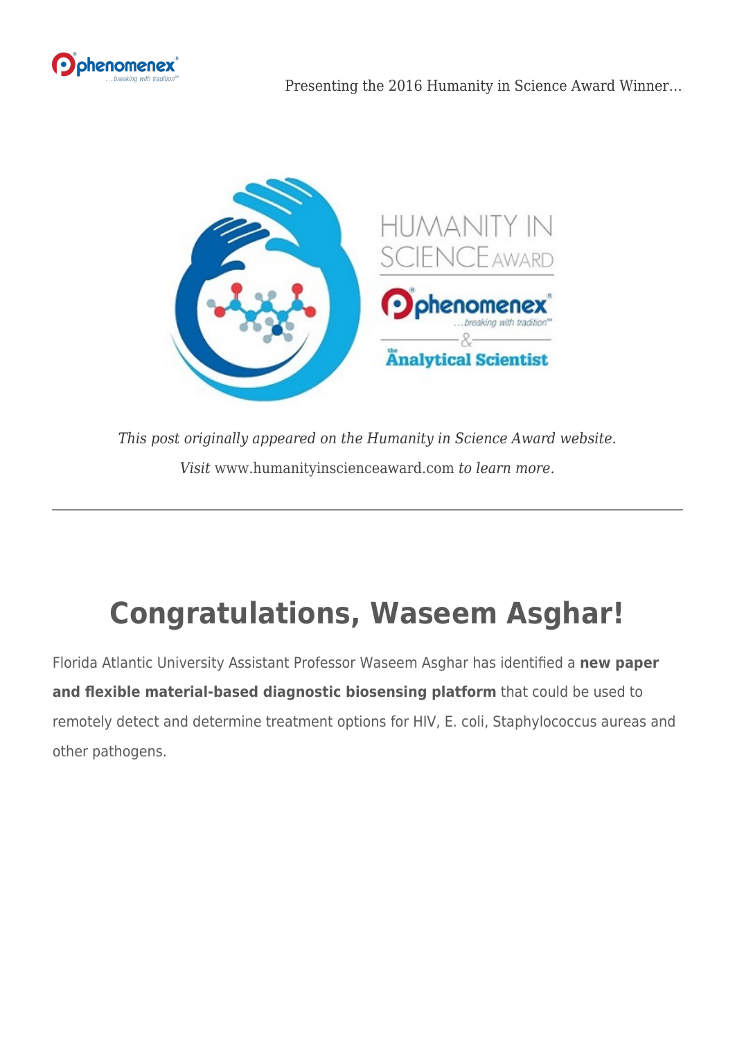Presenting the 2016 Humanity in Science Award Winner…

*This post originally appeared on the Humanity in Science Award website. Visit* www.humanityinscienceaward.com *to learn more.*

---

# Congratulations, Waseem Asghar!

Florida Atlantic University Assistant Professor Waseem Asghar has identified a **new paper and flexible material-based diagnostic biosensing platform** that could be used to remotely detect and determine treatment options for HIV, E. coli, Staphylococcus aureas and other pathogens.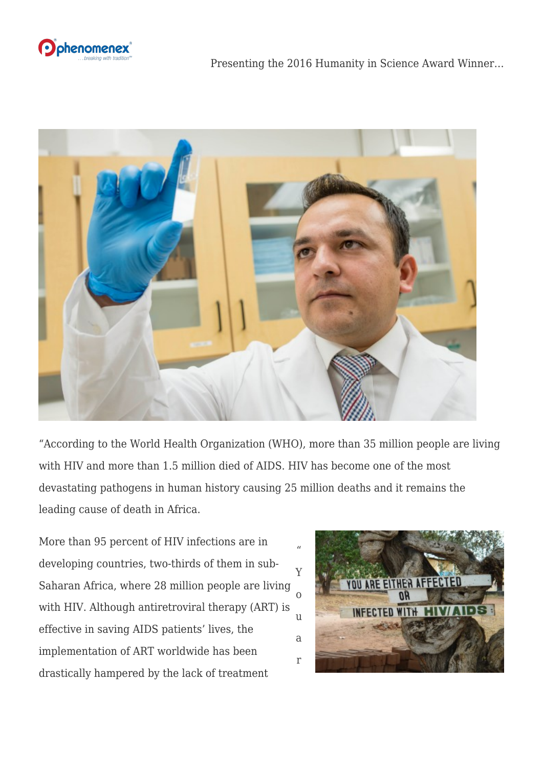"According to the World Health Organization (WHO), more than 35 million people are living with HIV and more than 1.5 million died of AIDS. HIV has become one of the most devastating pathogens in human history causing 25 million deaths and it remains the leading cause of death in Africa.

More than 95 percent of HIV infections are in developing countries, two-thirds of them in sub-Saharan Africa, where 28 million people are living with HIV. Although antiretroviral therapy (ART) is effective in saving AIDS patients' lives, the implementation of ART worldwide has been drastically hampered by the lack of treatment

"Your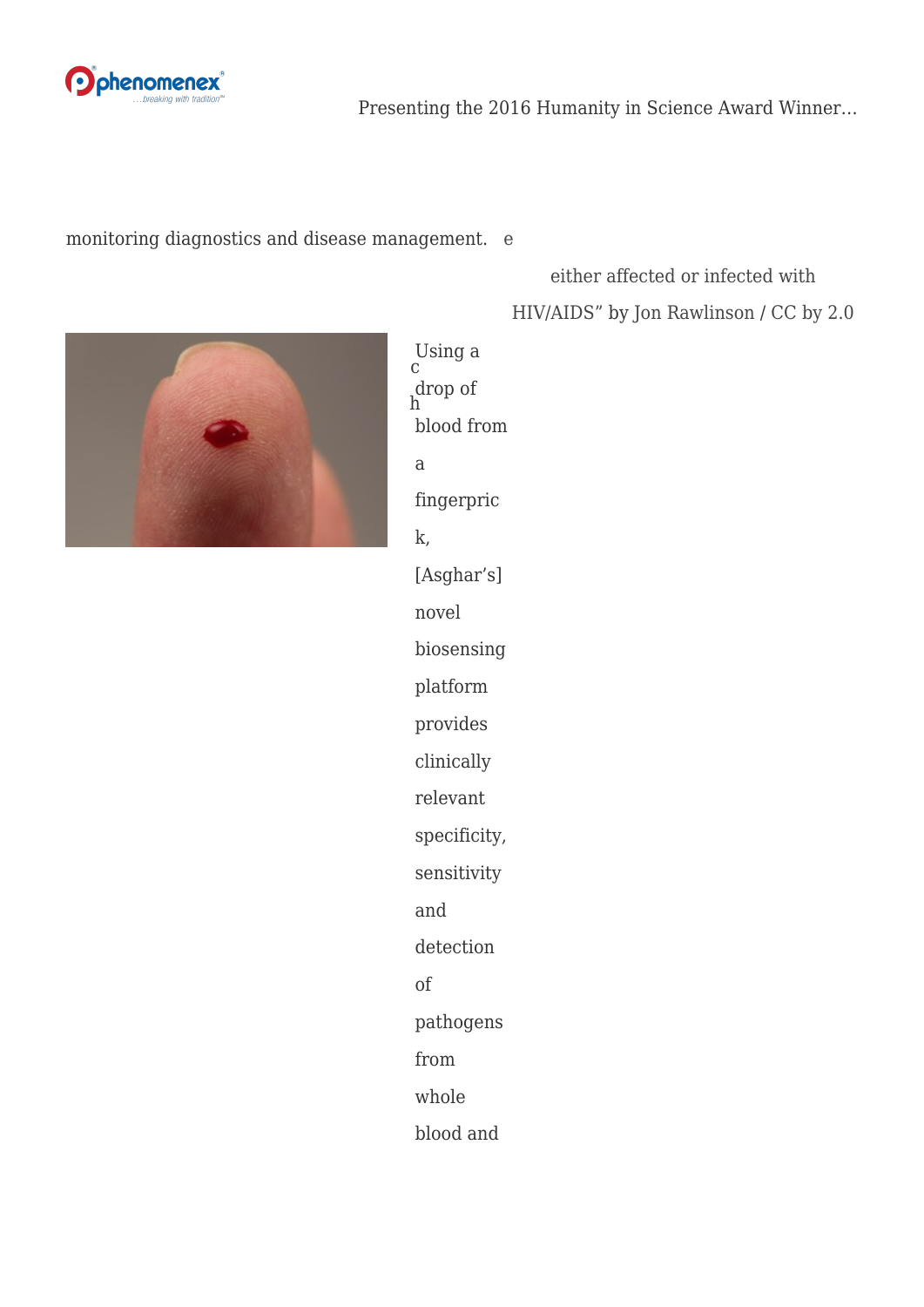monitoring diagnostics and disease management. e

either affected or infected with

HIV/AIDS" by Jon Rawlinson / CC by 2.0

c
h

Using a drop of blood from a fingerprick, [Asghar's] novel biosensing platform provides clinically relevant specificity, sensitivity and detection of pathogens from whole blood and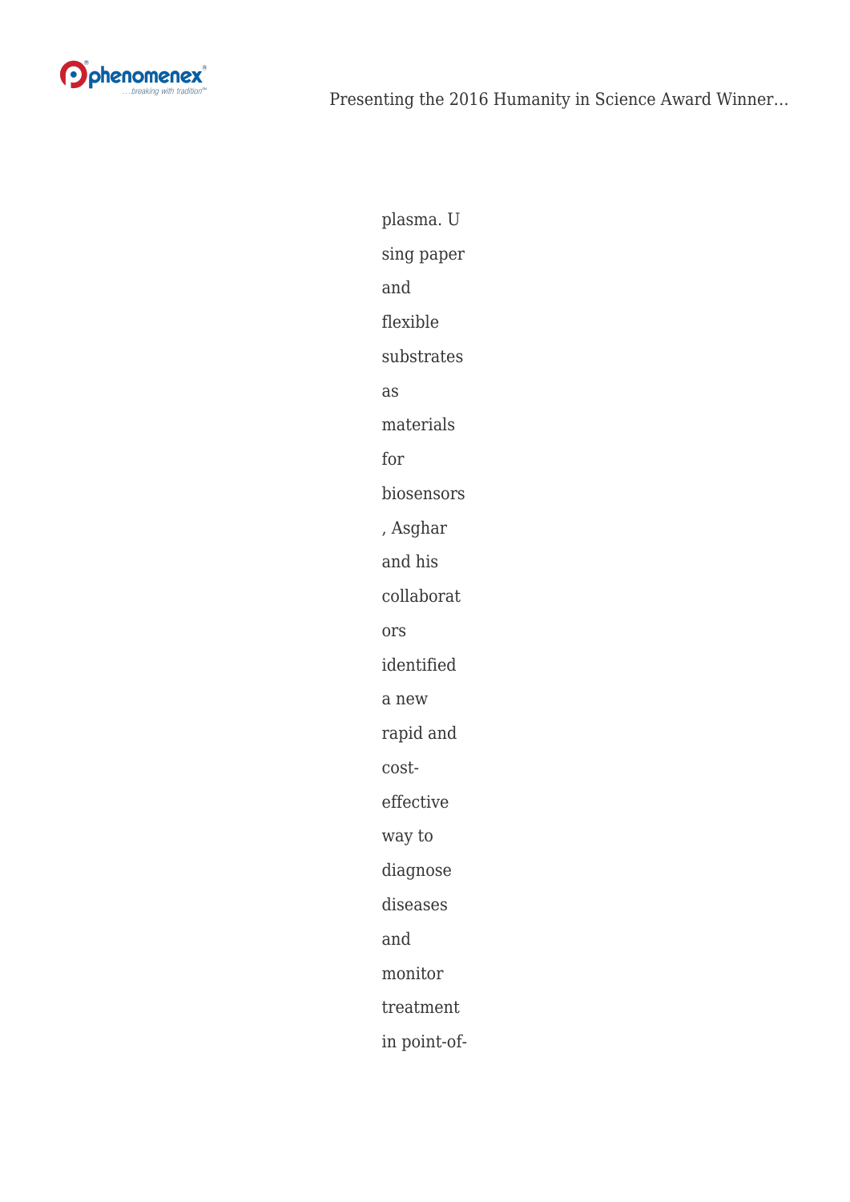plasma. Using paper and flexible substrates as materials for biosensors, Asghar and his collaborators identified a new rapid and cost-effective way to diagnose diseases and monitor treatment in point-of-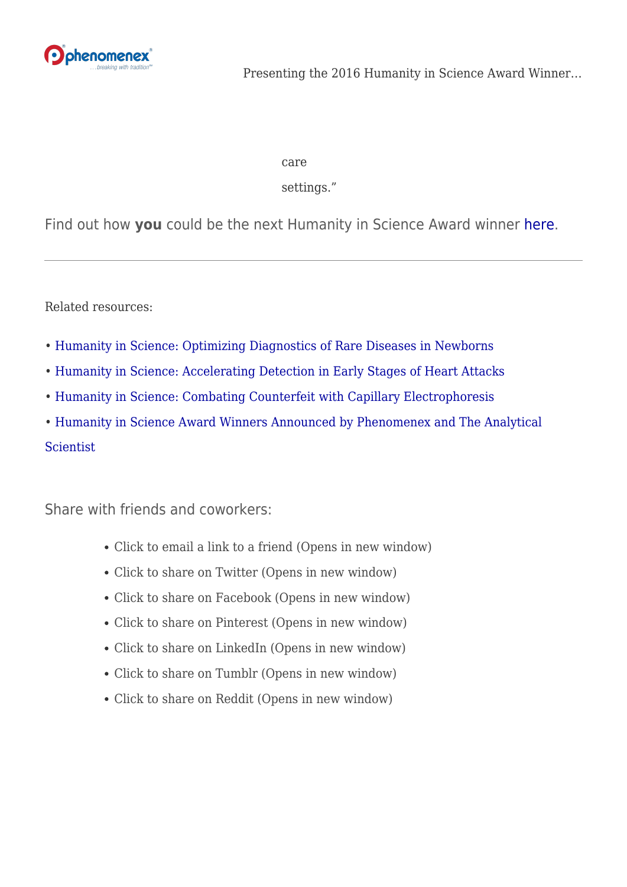care

settings."

Find out how **you** could be the next Humanity in Science Award winner here.

---

Related resources:

- Humanity in Science: Optimizing Diagnostics of Rare Diseases in Newborns
- Humanity in Science: Accelerating Detection in Early Stages of Heart Attacks
- Humanity in Science: Combating Counterfeit with Capillary Electrophoresis
- Humanity in Science Award Winners Announced by Phenomenex and The Analytical Scientist

Share with friends and coworkers:

- Click to email a link to a friend (Opens in new window)
- Click to share on Twitter (Opens in new window)
- Click to share on Facebook (Opens in new window)
- Click to share on Pinterest (Opens in new window)
- Click to share on LinkedIn (Opens in new window)
- Click to share on Tumblr (Opens in new window)
- Click to share on Reddit (Opens in new window)